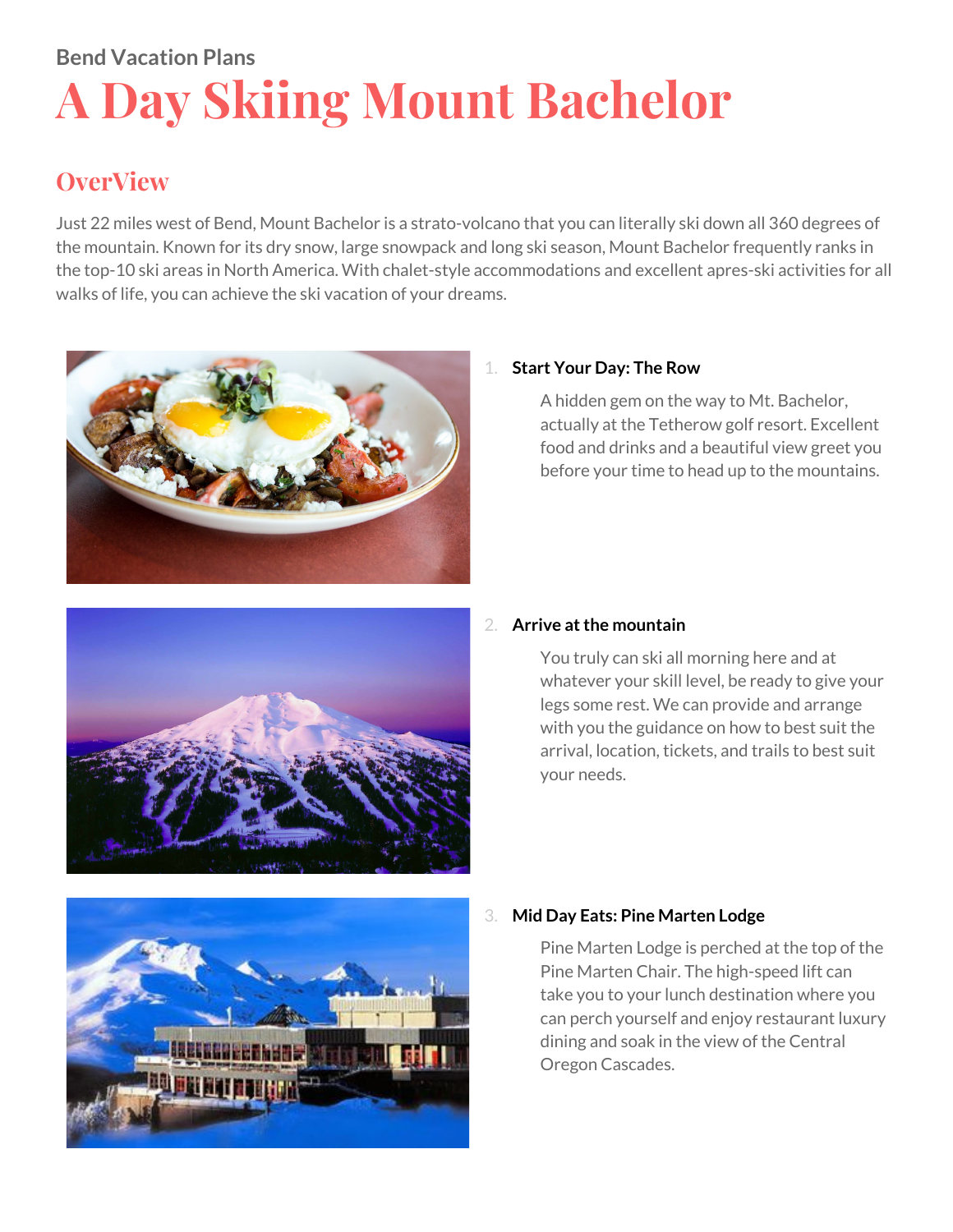Bend Vacation Plans

# A Day Skiing Mount Bachelor

## OverView

Just 22 miles west of Bend, Mount Bachelor is a strato-volcano that you can literally ski down all 360 degrees of the mountain. Known for its dry snow, large snowpack and long ski season, Mount Bachelor frequently ranks in the top-10 ski areas in North America. With chalet-style accommodations and excellent apres-ski activities for all walks of life, you can achieve the ski vacation of your dreams.

1. **Start Your Day: The Row**

   A hidden gem on the way to Mt. Bachelor, actually at the Tetherow golf resort. Excellent food and drinks and a beautiful view greet you before your time to head up to the mountains.

2. **Arrive at the mountain**

   You truly can ski all morning here and at whatever your skill level, be ready to give your legs some rest. We can provide and arrange with you the guidance on how to best suit the arrival, location, tickets, and trails to best suit your needs.

3. **Mid Day Eats: Pine Marten Lodge**

   Pine Marten Lodge is perched at the top of the Pine Marten Chair. The high-speed lift can take you to your lunch destination where you can perch yourself and enjoy restaurant luxury dining and soak in the view of the Central Oregon Cascades.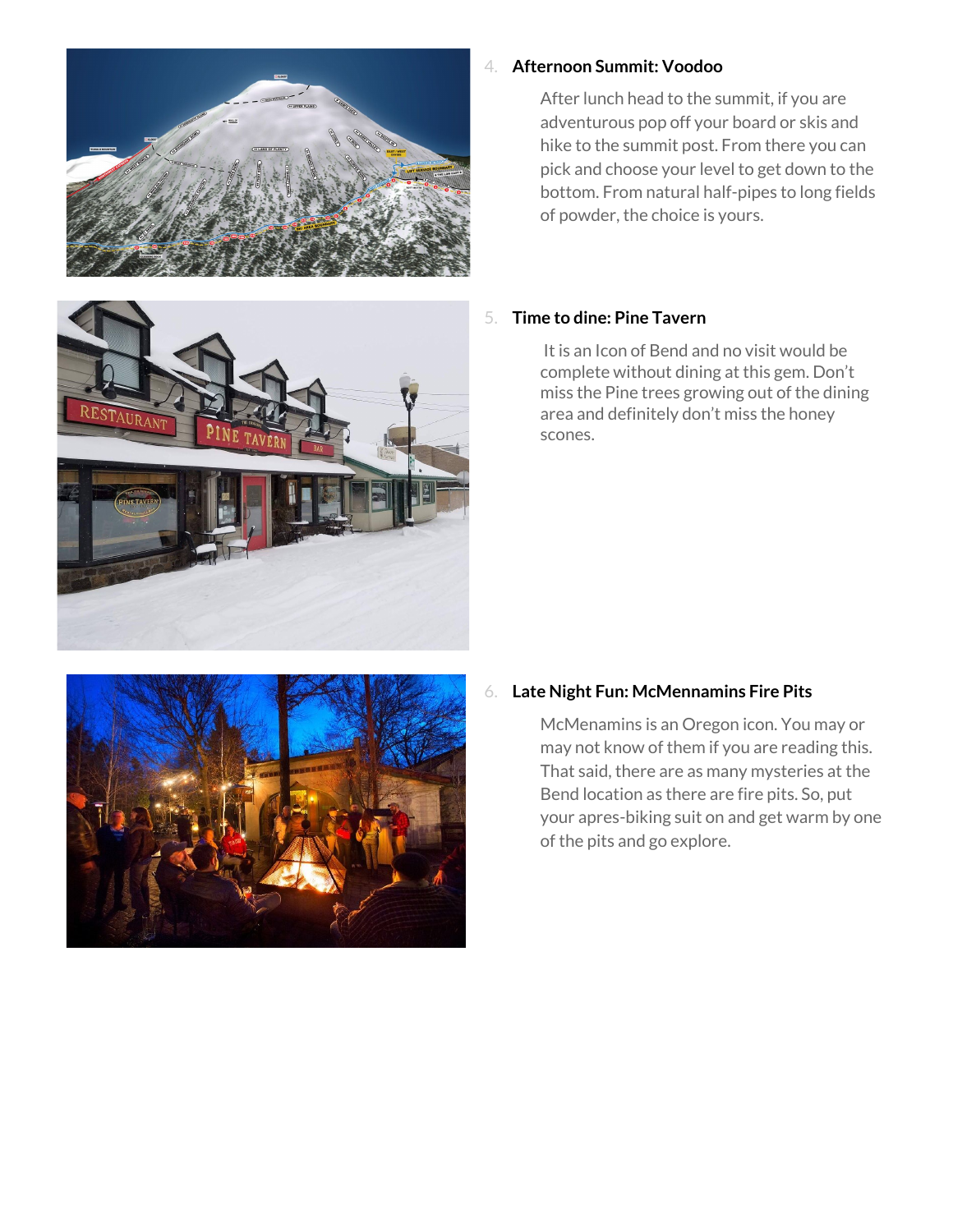4. **Afternoon Summit: Voodoo**

   After lunch head to the summit, if you are adventurous pop off your board or skis and hike to the summit post. From there you can pick and choose your level to get down to the bottom. From natural half-pipes to long fields of powder, the choice is yours.

5. **Time to dine: Pine Tavern**

   It is an Icon of Bend and no visit would be complete without dining at this gem. Don't miss the Pine trees growing out of the dining area and definitely don't miss the honey scones.

6. **Late Night Fun: McMennamins Fire Pits**

   McMenamins is an Oregon icon. You may or may not know of them if you are reading this. That said, there are as many mysteries at the Bend location as there are fire pits. So, put your apres-biking suit on and get warm by one of the pits and go explore.